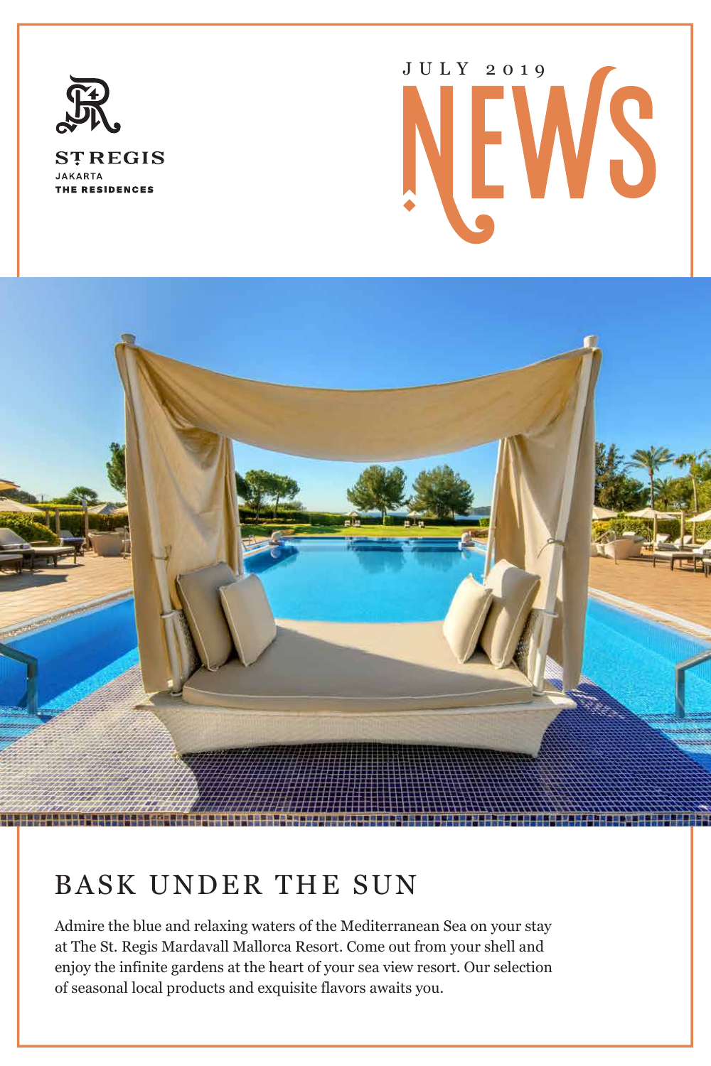ST REGIS
JAKARTA
THE RESIDENCES

JULY 2019

# NEWS

## BASK UNDER THE SUN

Admire the blue and relaxing waters of the Mediterranean Sea on your stay at The St. Regis Mardavall Mallorca Resort. Come out from your shell and enjoy the infinite gardens at the heart of your sea view resort. Our selection of seasonal local products and exquisite flavors awaits you.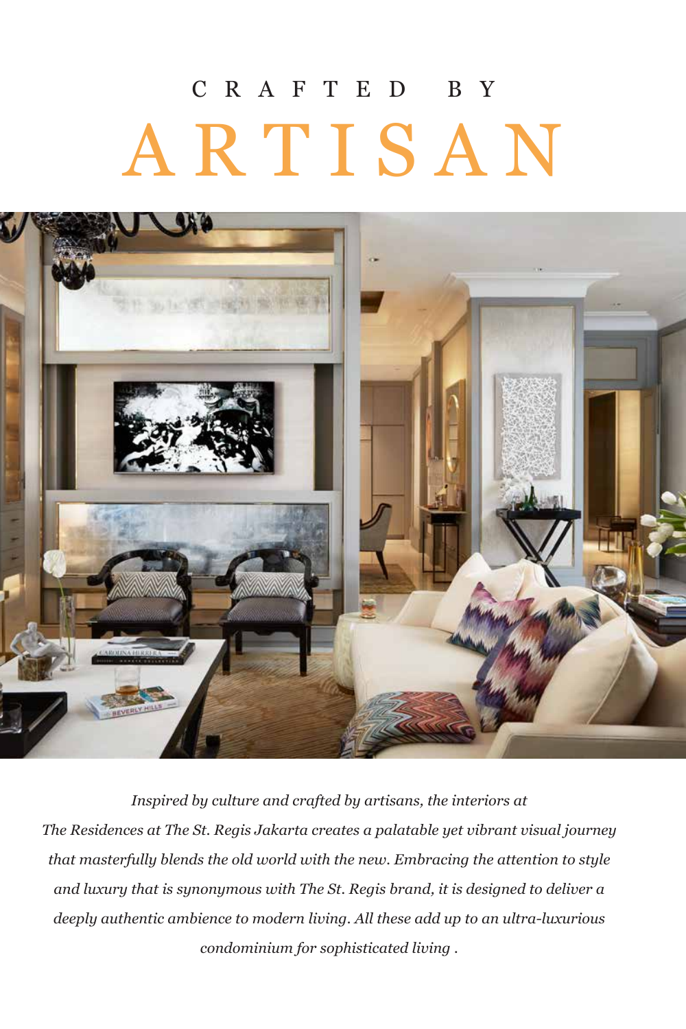# CRAFTED BY ARTISAN

*Inspired by culture and crafted by artisans, the interiors at The Residences at The St. Regis Jakarta creates a palatable yet vibrant visual journey that masterfully blends the old world with the new. Embracing the attention to style and luxury that is synonymous with The St. Regis brand, it is designed to deliver a deeply authentic ambience to modern living. All these add up to an ultra-luxurious condominium for sophisticated living .*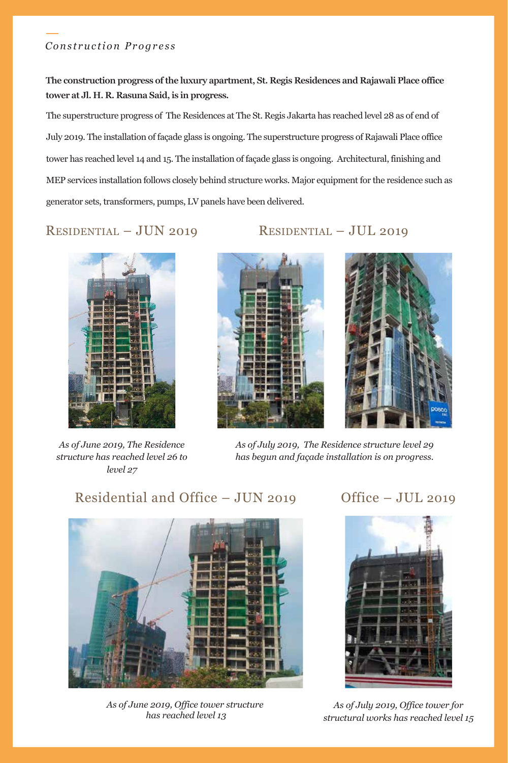*Construction Progress*

**The construction progress of the luxury apartment, St. Regis Residences and Rajawali Place office tower at Jl. H. R. Rasuna Said, is in progress.**

The superstructure progress of The Residences at The St. Regis Jakarta has reached level 28 as of end of July 2019. The installation of façade glass is ongoing. The superstructure progress of Rajawali Place office tower has reached level 14 and 15. The installation of façade glass is ongoing. Architectural, finishing and MEP services installation follows closely behind structure works. Major equipment for the residence such as generator sets, transformers, pumps, LV panels have been delivered.

## Residential – JUN 2019

*As of June 2019, The Residence structure has reached level 26 to level 27*

## Residential – JUL 2019

*As of July 2019, The Residence structure level 29 has begun and façade installation is on progress.*

## Residential and Office – JUN 2019

*As of June 2019, Office tower structure has reached level 13*

## Office – JUL 2019

*As of July 2019, Office tower for structural works has reached level 15*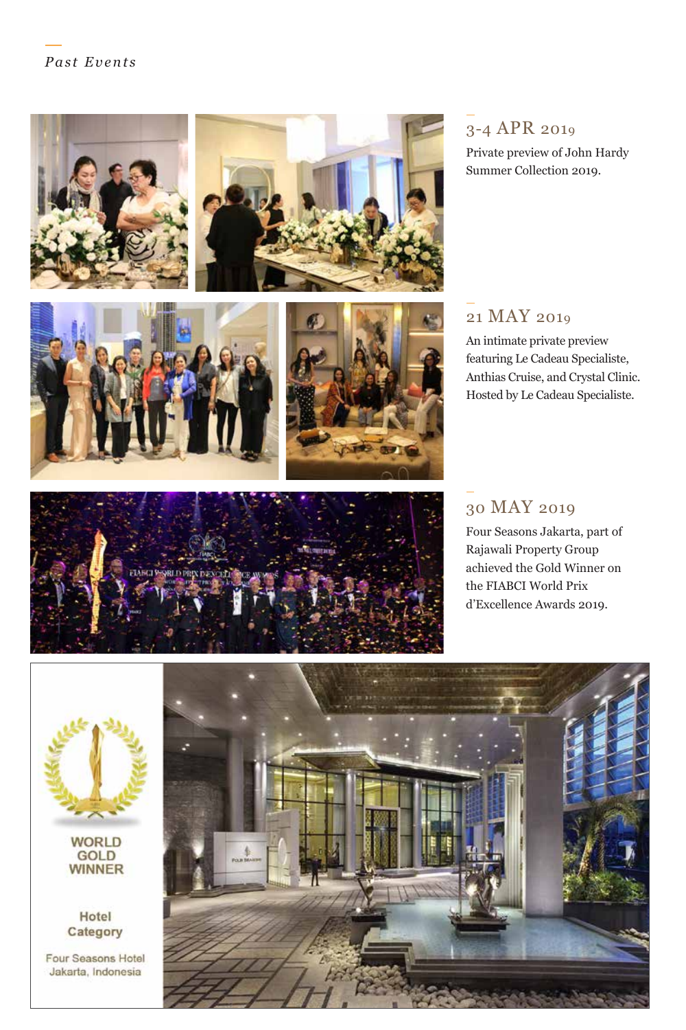*Past Events*

## 3-4 APR 2019

Private preview of John Hardy Summer Collection 2019.

## 21 MAY 2019

An intimate private preview featuring Le Cadeau Specialiste, Anthias Cruise, and Crystal Clinic. Hosted by Le Cadeau Specialiste.

## 30 MAY 2019

Four Seasons Jakarta, part of Rajawali Property Group achieved the Gold Winner on the FIABCI World Prix d'Excellence Awards 2019.

WORLD GOLD WINNER

Hotel Category

Four Seasons Hotel Jakarta, Indonesia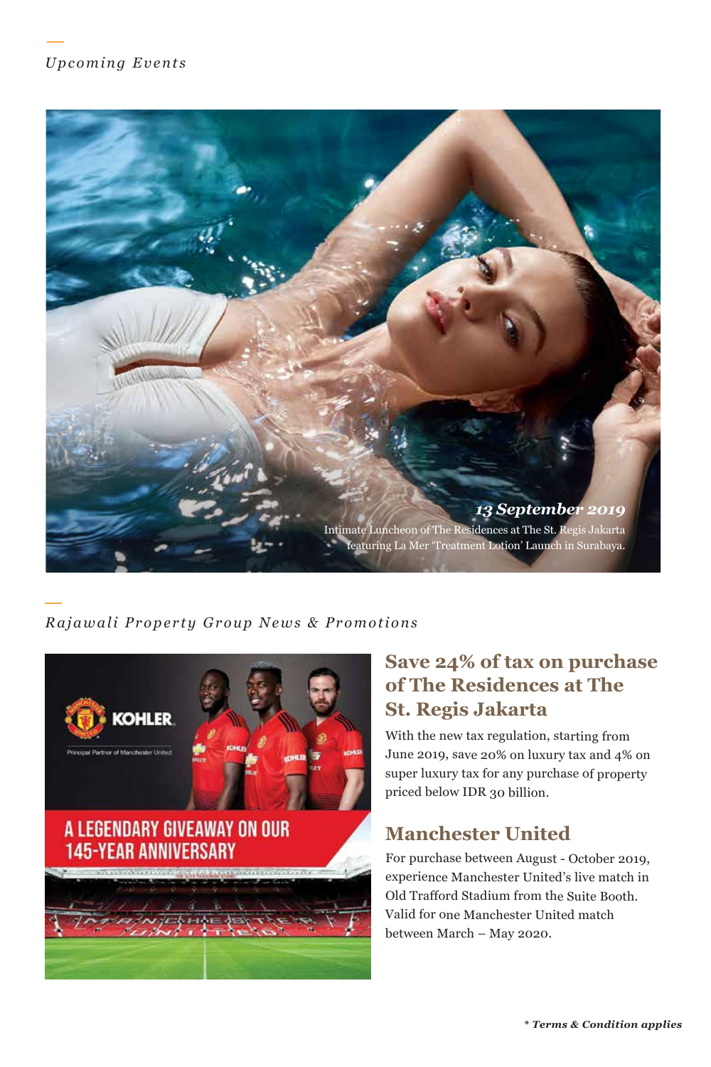*Upcoming Events*

***13 September 2019***

Intimate Luncheon of The Residences at The St. Regis Jakarta featuring La Mer 'Treatment Lotion' Launch in Surabaya.

*Rajawali Property Group News & Promotions*

## Save 24% of tax on purchase of The Residences at The St. Regis Jakarta

With the new tax regulation, starting from June 2019, save 20% on luxury tax and 4% on super luxury tax for any purchase of property priced below IDR 30 billion.

## Manchester United

For purchase between August - October 2019, experience Manchester United's live match in Old Trafford Stadium from the Suite Booth. Valid for one Manchester United match between March – May 2020.

***\* Terms & Condition applies***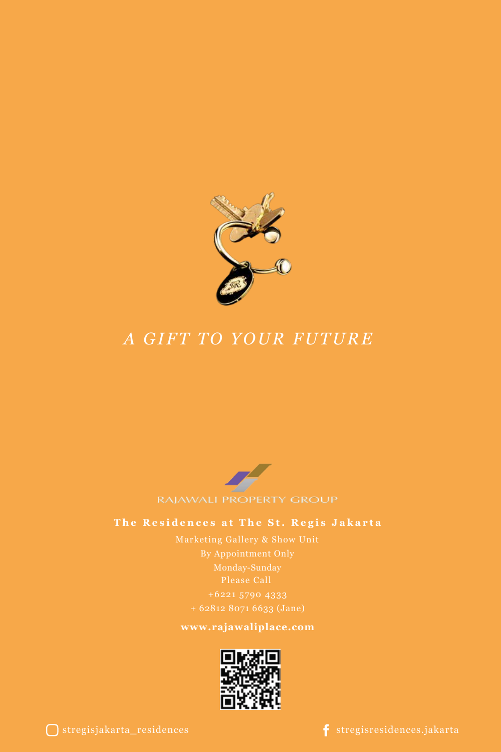*A GIFT TO YOUR FUTURE*

RAJAWALI PROPERTY GROUP

**The Residences at The St. Regis Jakarta**

Marketing Gallery & Show Unit

By Appointment Only

Monday-Sunday

Please Call

+6221 5790 4333

+ 62812 8071 6633 (Jane)

**www.rajawaliplace.com**

stregisjakarta_residences

stregisresidences.jakarta